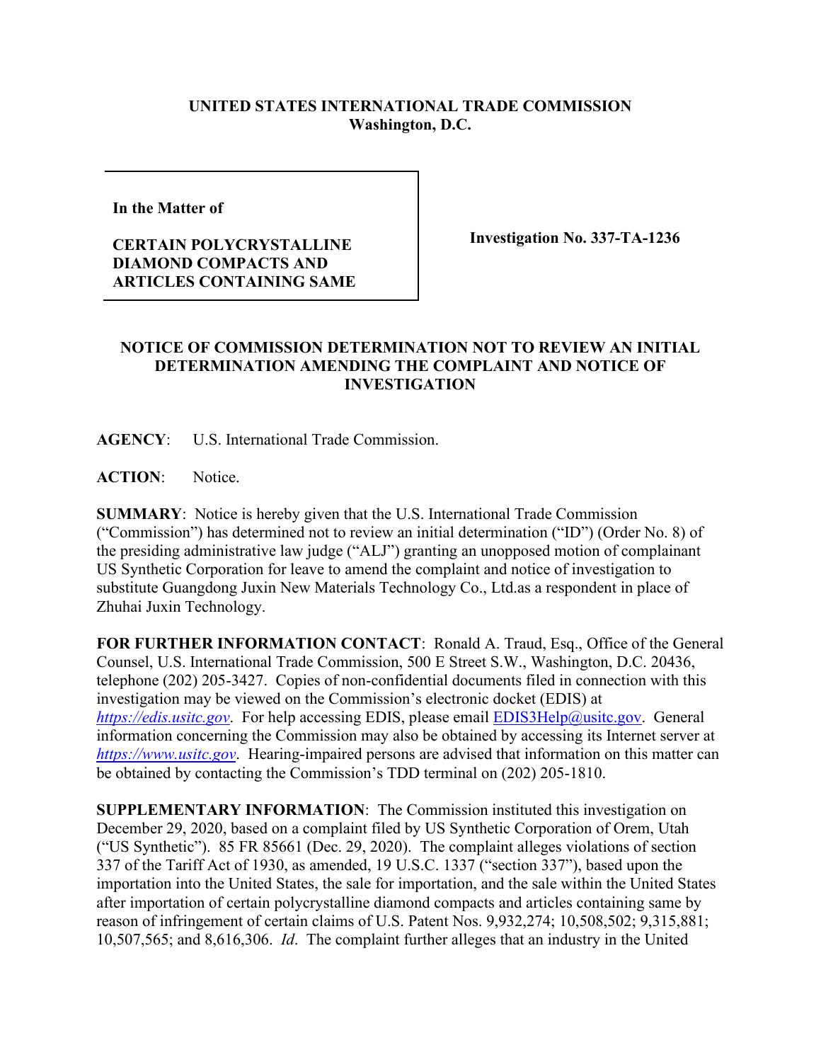**UNITED STATES INTERNATIONAL TRADE COMMISSION**
**Washington, D.C.**

| In the Matter of<br><br>**CERTAIN POLYCRYSTALLINE DIAMOND COMPACTS AND ARTICLES CONTAINING SAME** | **Investigation No. 337-TA-1236** |
|---|---|

## NOTICE OF COMMISSION DETERMINATION NOT TO REVIEW AN INITIAL DETERMINATION AMENDING THE COMPLAINT AND NOTICE OF INVESTIGATION

**AGENCY**: U.S. International Trade Commission.

**ACTION**: Notice.

**SUMMARY**: Notice is hereby given that the U.S. International Trade Commission ("Commission") has determined not to review an initial determination ("ID") (Order No. 8) of the presiding administrative law judge ("ALJ") granting an unopposed motion of complainant US Synthetic Corporation for leave to amend the complaint and notice of investigation to substitute Guangdong Juxin New Materials Technology Co., Ltd.as a respondent in place of Zhuhai Juxin Technology.

**FOR FURTHER INFORMATION CONTACT**: Ronald A. Traud, Esq., Office of the General Counsel, U.S. International Trade Commission, 500 E Street S.W., Washington, D.C. 20436, telephone (202) 205-3427. Copies of non-confidential documents filed in connection with this investigation may be viewed on the Commission's electronic docket (EDIS) at *https://edis.usitc.gov*. For help accessing EDIS, please email EDIS3Help@usitc.gov. General information concerning the Commission may also be obtained by accessing its Internet server at *https://www.usitc.gov*. Hearing-impaired persons are advised that information on this matter can be obtained by contacting the Commission's TDD terminal on (202) 205-1810.

**SUPPLEMENTARY INFORMATION**: The Commission instituted this investigation on December 29, 2020, based on a complaint filed by US Synthetic Corporation of Orem, Utah ("US Synthetic"). 85 FR 85661 (Dec. 29, 2020). The complaint alleges violations of section 337 of the Tariff Act of 1930, as amended, 19 U.S.C. 1337 ("section 337"), based upon the importation into the United States, the sale for importation, and the sale within the United States after importation of certain polycrystalline diamond compacts and articles containing same by reason of infringement of certain claims of U.S. Patent Nos. 9,932,274; 10,508,502; 9,315,881; 10,507,565; and 8,616,306. *Id*. The complaint further alleges that an industry in the United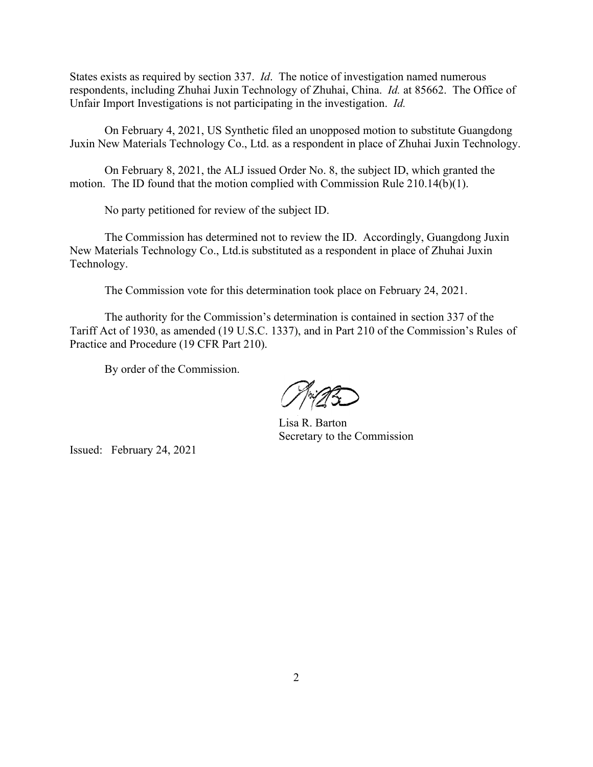States exists as required by section 337. *Id*. The notice of investigation named numerous respondents, including Zhuhai Juxin Technology of Zhuhai, China. *Id.* at 85662. The Office of Unfair Import Investigations is not participating in the investigation. *Id.*

On February 4, 2021, US Synthetic filed an unopposed motion to substitute Guangdong Juxin New Materials Technology Co., Ltd. as a respondent in place of Zhuhai Juxin Technology.

On February 8, 2021, the ALJ issued Order No. 8, the subject ID, which granted the motion. The ID found that the motion complied with Commission Rule 210.14(b)(1).

No party petitioned for review of the subject ID.

The Commission has determined not to review the ID. Accordingly, Guangdong Juxin New Materials Technology Co., Ltd.is substituted as a respondent in place of Zhuhai Juxin Technology.

The Commission vote for this determination took place on February 24, 2021.

The authority for the Commission's determination is contained in section 337 of the Tariff Act of 1930, as amended (19 U.S.C. 1337), and in Part 210 of the Commission's Rules of Practice and Procedure (19 CFR Part 210).

By order of the Commission.

Lisa R. Barton
Secretary to the Commission

Issued: February 24, 2021